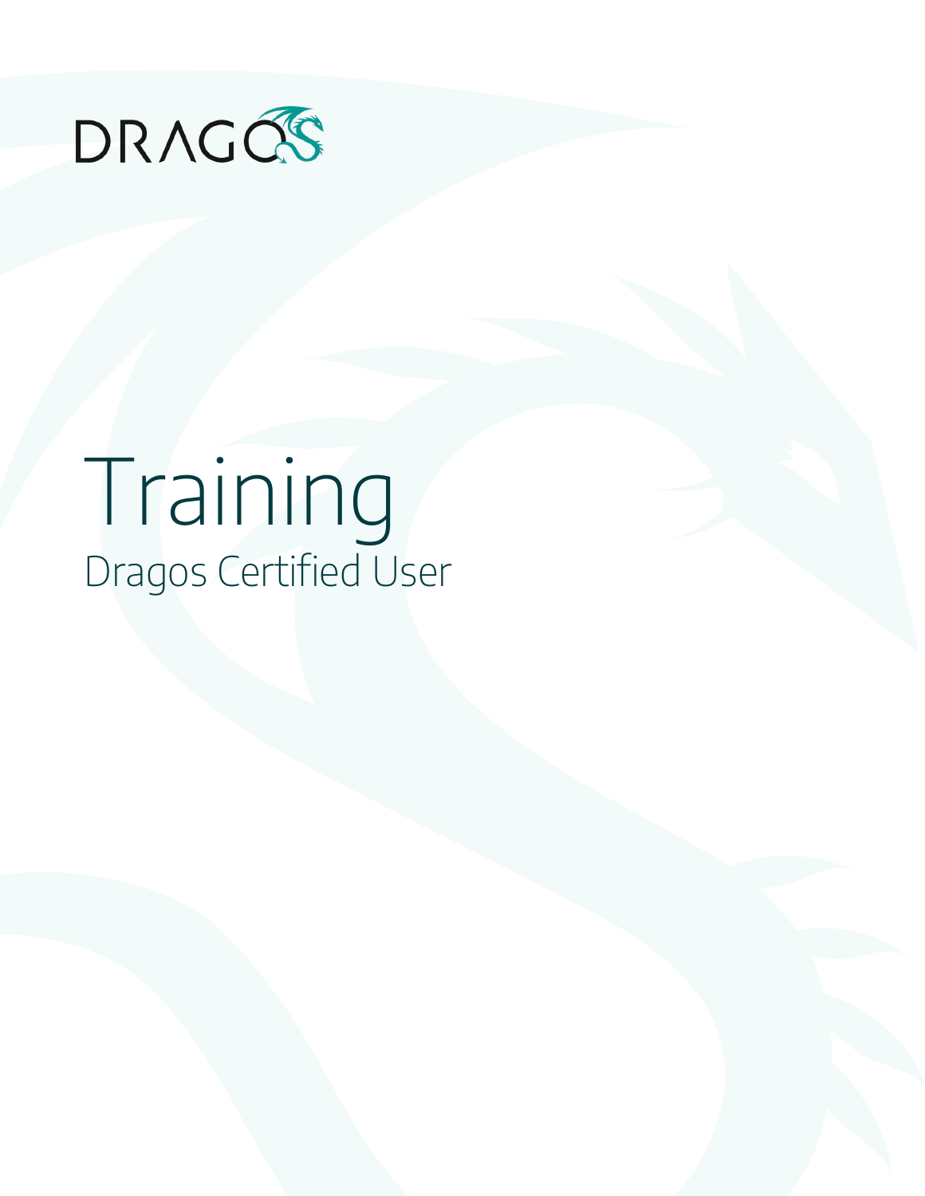DRAGOS

# Training

## Dragos Certified User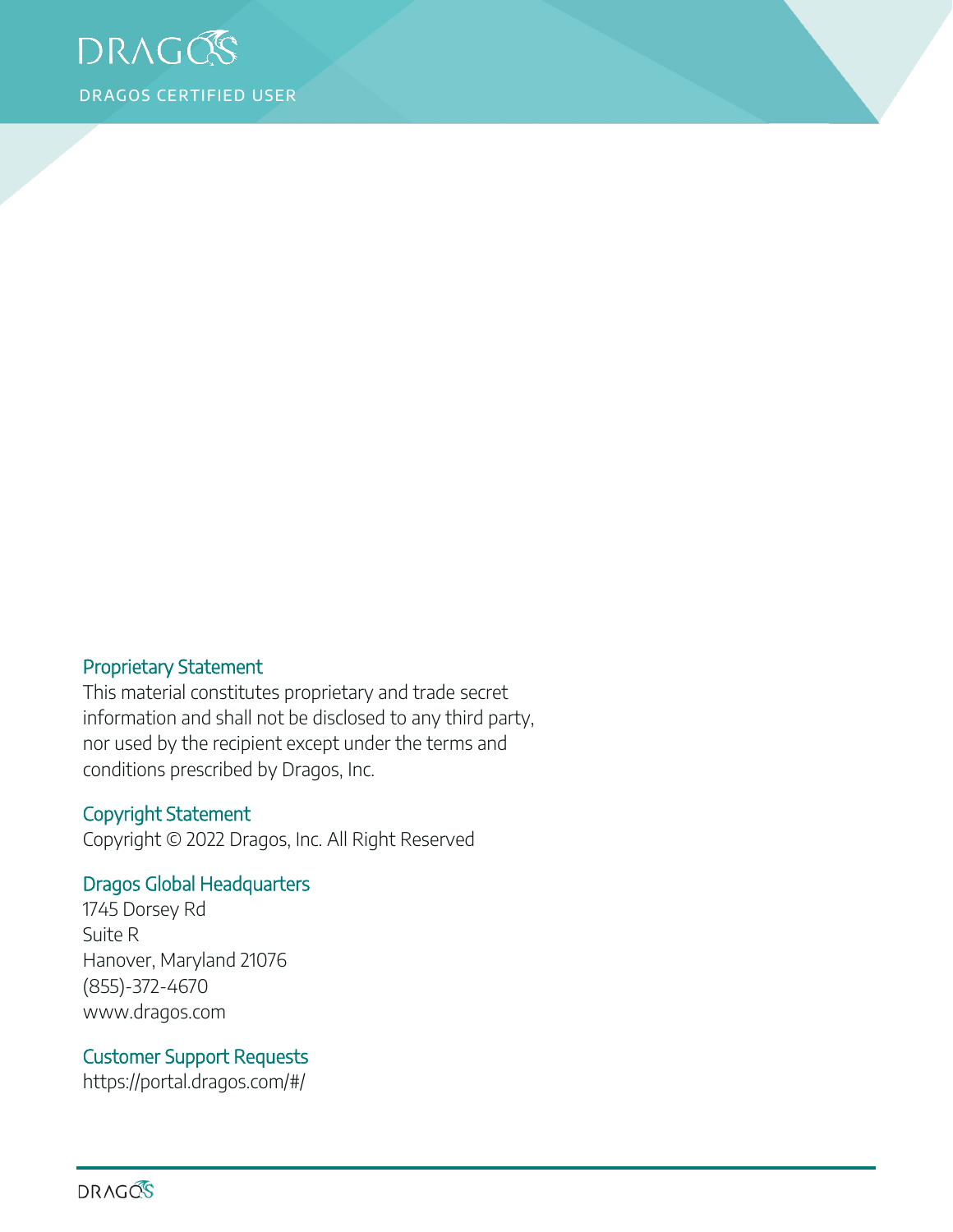### Proprietary Statement

This material constitutes proprietary and trade secret information and shall not be disclosed to any third party, nor used by the recipient except under the terms and conditions prescribed by Dragos, Inc.

### Copyright Statement

Copyright © 2022 Dragos, Inc. All Right Reserved

### Dragos Global Headquarters

1745 Dorsey Rd
Suite R
Hanover, Maryland 21076
(855)-372-4670
www.dragos.com

### Customer Support Requests

https://portal.dragos.com/#/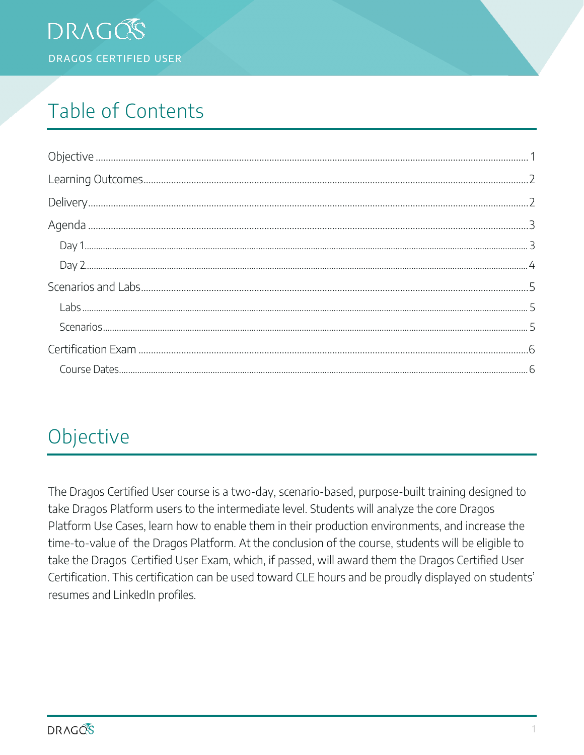# Table of Contents

Objective ........................................................................................................................ 1

Learning Outcomes ........................................................................................................ 2

Delivery ........................................................................................................................... 2

Agenda ............................................................................................................................ 3

  Day 1 ............................................................................................................................. 3

  Day 2 ............................................................................................................................. 4

Scenarios and Labs ........................................................................................................ 5

  Labs ............................................................................................................................... 5

  Scenarios ....................................................................................................................... 5

Certification Exam .......................................................................................................... 6

  Course Dates ................................................................................................................. 6

# Objective

The Dragos Certified User course is a two-day, scenario-based, purpose-built training designed to take Dragos Platform users to the intermediate level. Students will analyze the core Dragos Platform Use Cases, learn how to enable them in their production environments, and increase the time-to-value of the Dragos Platform. At the conclusion of the course, students will be eligible to take the Dragos Certified User Exam, which, if passed, will award them the Dragos Certified User Certification. This certification can be used toward CLE hours and be proudly displayed on students' resumes and LinkedIn profiles.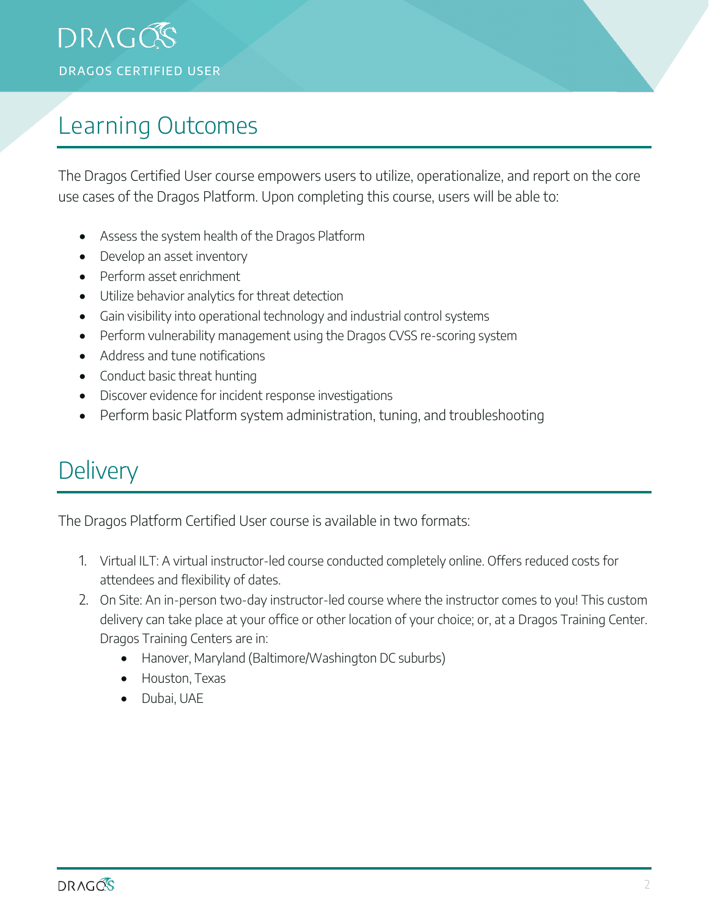## Learning Outcomes

The Dragos Certified User course empowers users to utilize, operationalize, and report on the core use cases of the Dragos Platform. Upon completing this course, users will be able to:

- Assess the system health of the Dragos Platform
- Develop an asset inventory
- Perform asset enrichment
- Utilize behavior analytics for threat detection
- Gain visibility into operational technology and industrial control systems
- Perform vulnerability management using the Dragos CVSS re-scoring system
- Address and tune notifications
- Conduct basic threat hunting
- Discover evidence for incident response investigations
- Perform basic Platform system administration, tuning, and troubleshooting

## Delivery

The Dragos Platform Certified User course is available in two formats:

1. Virtual ILT: A virtual instructor-led course conducted completely online. Offers reduced costs for attendees and flexibility of dates.
2. On Site: An in-person two-day instructor-led course where the instructor comes to you! This custom delivery can take place at your office or other location of your choice; or, at a Dragos Training Center. Dragos Training Centers are in:
   - Hanover, Maryland (Baltimore/Washington DC suburbs)
   - Houston, Texas
   - Dubai, UAE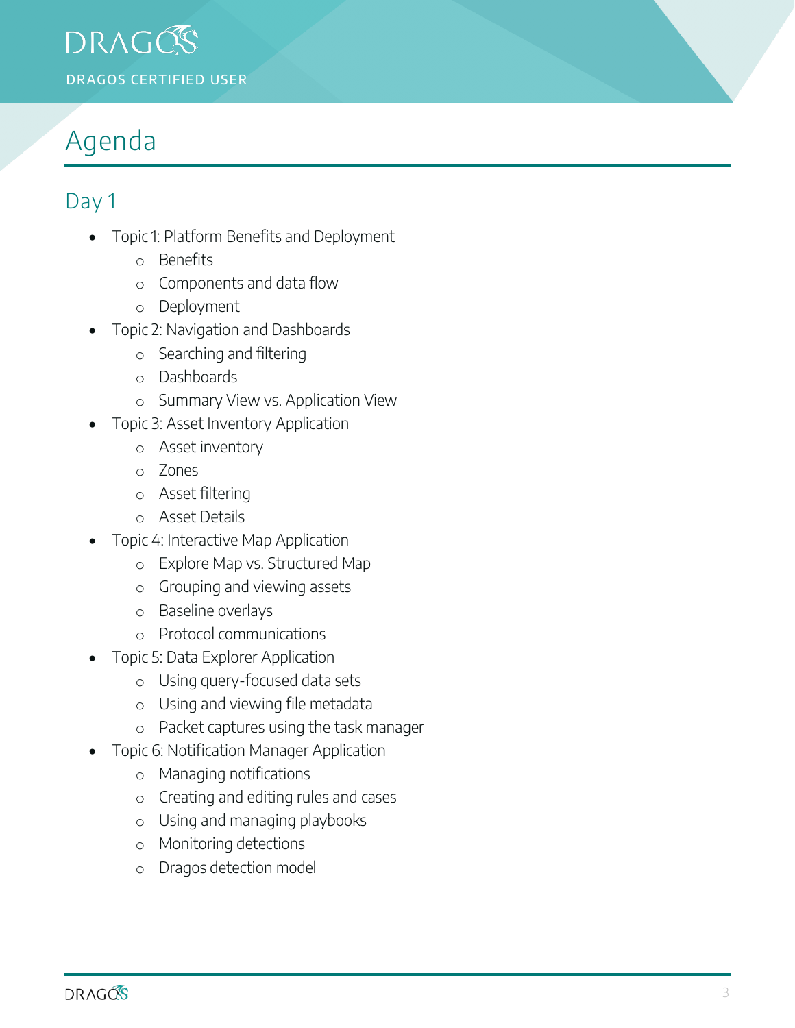# Agenda

## Day 1

- Topic 1: Platform Benefits and Deployment
  - Benefits
  - Components and data flow
  - Deployment
- Topic 2: Navigation and Dashboards
  - Searching and filtering
  - Dashboards
  - Summary View vs. Application View
- Topic 3: Asset Inventory Application
  - Asset inventory
  - Zones
  - Asset filtering
  - Asset Details
- Topic 4: Interactive Map Application
  - Explore Map vs. Structured Map
  - Grouping and viewing assets
  - Baseline overlays
  - Protocol communications
- Topic 5: Data Explorer Application
  - Using query-focused data sets
  - Using and viewing file metadata
  - Packet captures using the task manager
- Topic 6: Notification Manager Application
  - Managing notifications
  - Creating and editing rules and cases
  - Using and managing playbooks
  - Monitoring detections
  - Dragos detection model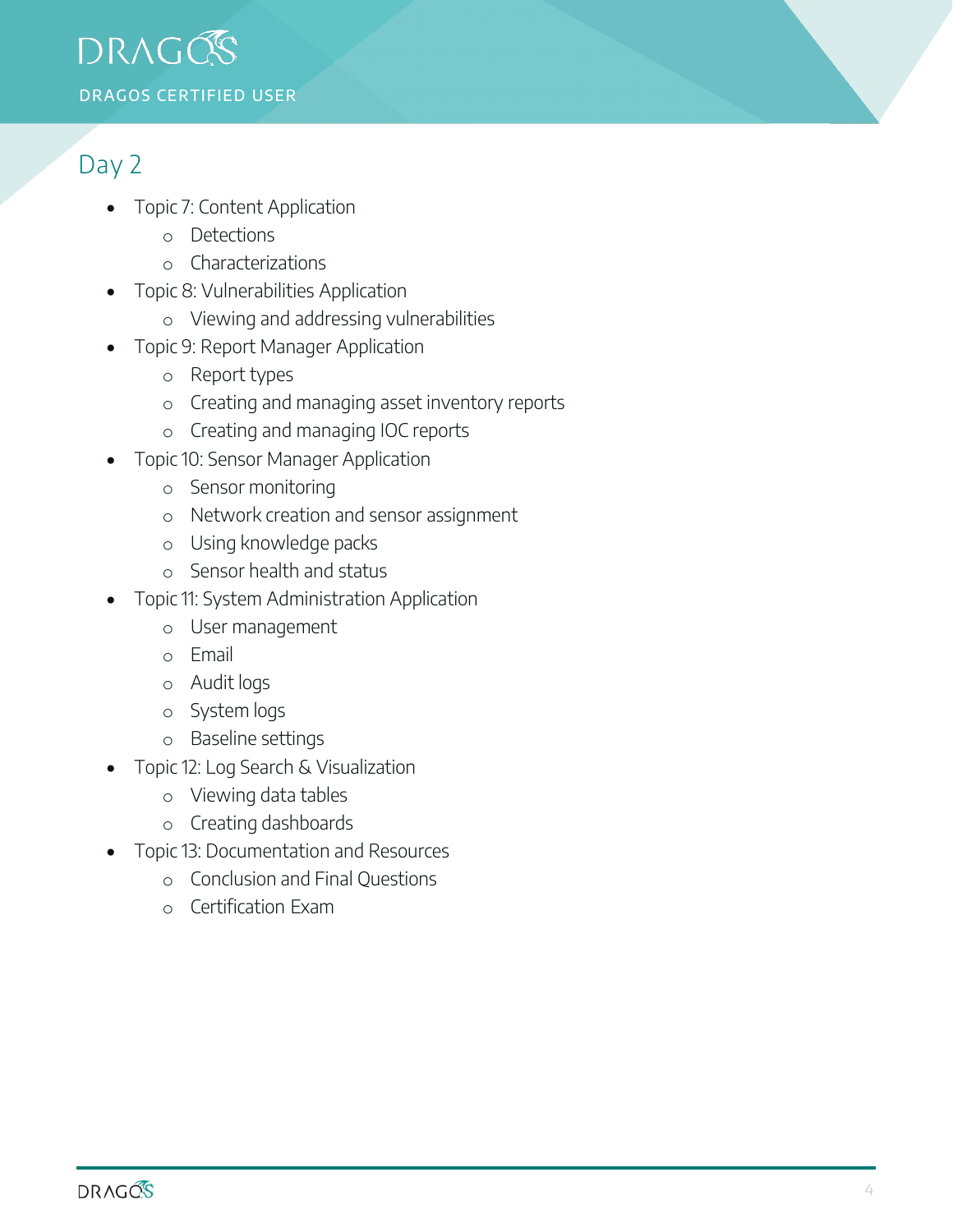## Day 2

- Topic 7: Content Application
  - Detections
  - Characterizations
- Topic 8: Vulnerabilities Application
  - Viewing and addressing vulnerabilities
- Topic 9: Report Manager Application
  - Report types
  - Creating and managing asset inventory reports
  - Creating and managing IOC reports
- Topic 10: Sensor Manager Application
  - Sensor monitoring
  - Network creation and sensor assignment
  - Using knowledge packs
  - Sensor health and status
- Topic 11: System Administration Application
  - User management
  - Email
  - Audit logs
  - System logs
  - Baseline settings
- Topic 12: Log Search & Visualization
  - Viewing data tables
  - Creating dashboards
- Topic 13: Documentation and Resources
  - Conclusion and Final Questions
  - Certification Exam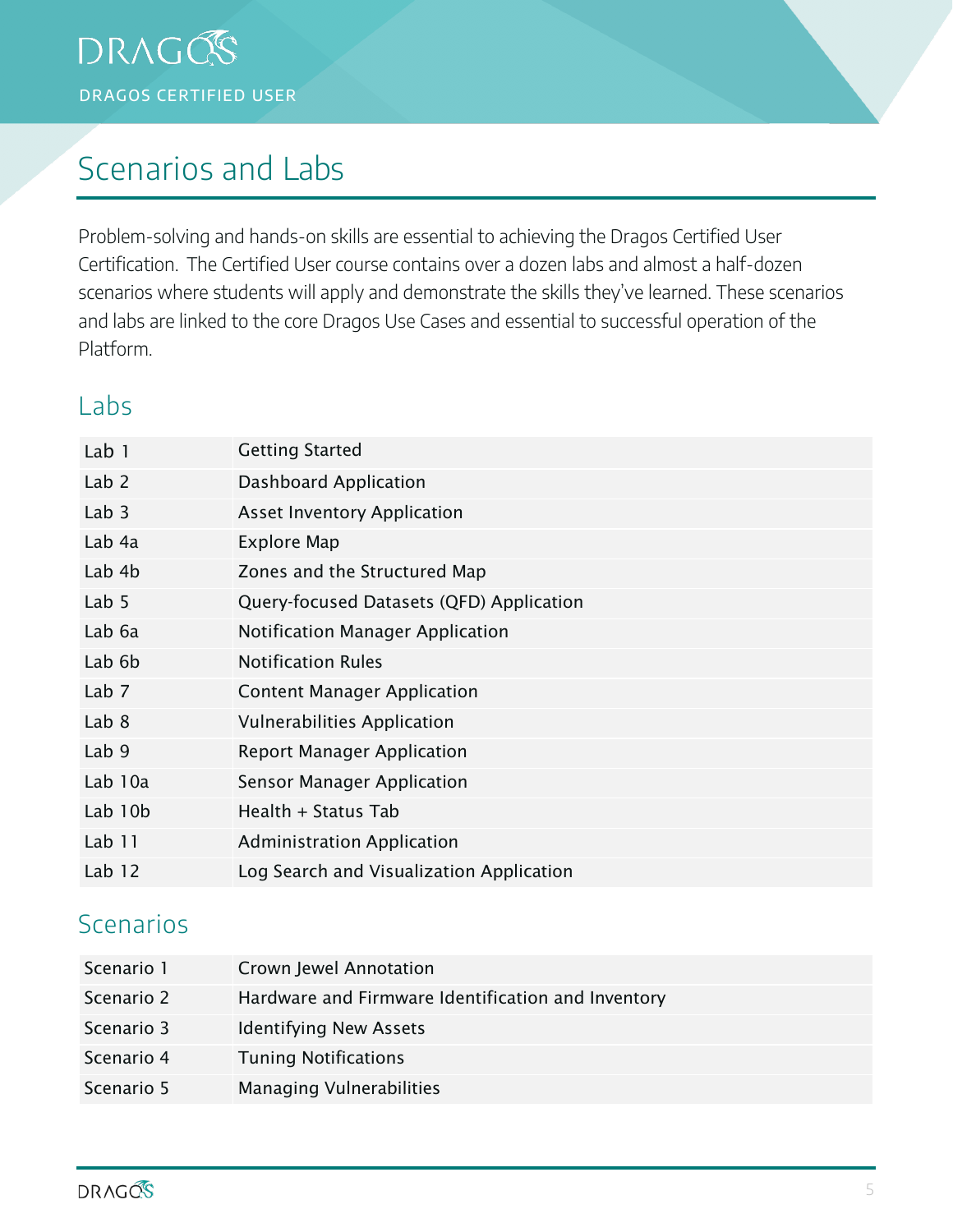# Scenarios and Labs

Problem-solving and hands-on skills are essential to achieving the Dragos Certified User Certification. The Certified User course contains over a dozen labs and almost a half-dozen scenarios where students will apply and demonstrate the skills they've learned. These scenarios and labs are linked to the core Dragos Use Cases and essential to successful operation of the Platform.

## Labs

| | |
|---|---|
| Lab 1 | Getting Started |
| Lab 2 | Dashboard Application |
| Lab 3 | Asset Inventory Application |
| Lab 4a | Explore Map |
| Lab 4b | Zones and the Structured Map |
| Lab 5 | Query-focused Datasets (QFD) Application |
| Lab 6a | Notification Manager Application |
| Lab 6b | Notification Rules |
| Lab 7 | Content Manager Application |
| Lab 8 | Vulnerabilities Application |
| Lab 9 | Report Manager Application |
| Lab 10a | Sensor Manager Application |
| Lab 10b | Health + Status Tab |
| Lab 11 | Administration Application |
| Lab 12 | Log Search and Visualization Application |

## Scenarios

| | |
|---|---|
| Scenario 1 | Crown Jewel Annotation |
| Scenario 2 | Hardware and Firmware Identification and Inventory |
| Scenario 3 | Identifying New Assets |
| Scenario 4 | Tuning Notifications |
| Scenario 5 | Managing Vulnerabilities |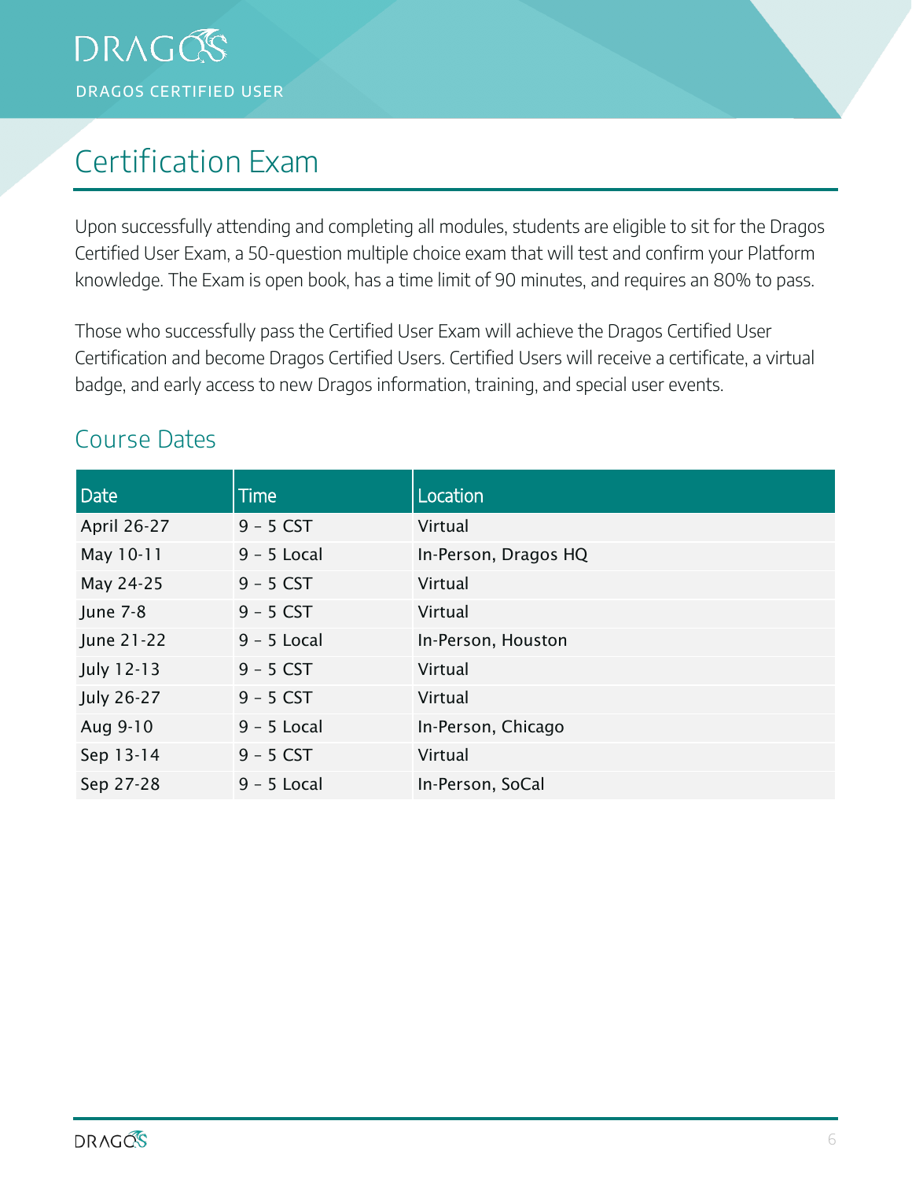# Certification Exam

Upon successfully attending and completing all modules, students are eligible to sit for the Dragos Certified User Exam, a 50-question multiple choice exam that will test and confirm your Platform knowledge. The Exam is open book, has a time limit of 90 minutes, and requires an 80% to pass.

Those who successfully pass the Certified User Exam will achieve the Dragos Certified User Certification and become Dragos Certified Users. Certified Users will receive a certificate, a virtual badge, and early access to new Dragos information, training, and special user events.

## Course Dates

| Date | Time | Location |
|---|---|---|
| April 26-27 | 9 – 5 CST | Virtual |
| May 10-11 | 9 – 5 Local | In-Person, Dragos HQ |
| May 24-25 | 9 – 5 CST | Virtual |
| June 7-8 | 9 – 5 CST | Virtual |
| June 21-22 | 9 – 5 Local | In-Person, Houston |
| July 12-13 | 9 – 5 CST | Virtual |
| July 26-27 | 9 – 5 CST | Virtual |
| Aug 9-10 | 9 – 5 Local | In-Person, Chicago |
| Sep 13-14 | 9 – 5 CST | Virtual |
| Sep 27-28 | 9 – 5 Local | In-Person, SoCal |